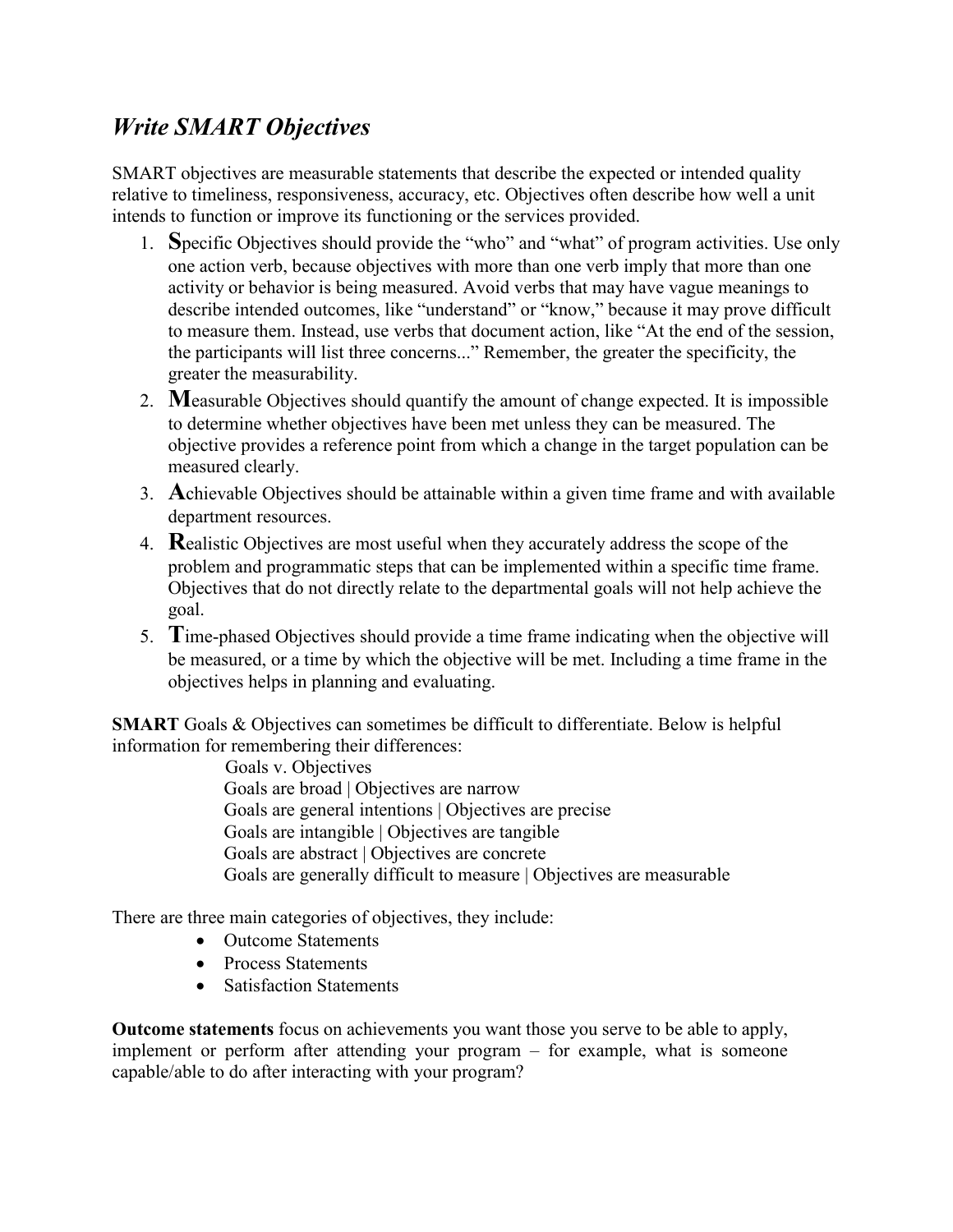# *Write SMART Objectives*

SMART objectives are measurable statements that describe the expected or intended quality relative to timeliness, responsiveness, accuracy, etc. Objectives often describe how well a unit intends to function or improve its functioning or the services provided.

1. **S**pecific Objectives should provide the "who" and "what" of program activities. Use only one action verb, because objectives with more than one verb imply that more than one activity or behavior is being measured. Avoid verbs that may have vague meanings to describe intended outcomes, like "understand" or "know," because it may prove difficult to measure them. Instead, use verbs that document action, like "At the end of the session, the participants will list three concerns..." Remember, the greater the specificity, the greater the measurability.
2. **M**easurable Objectives should quantify the amount of change expected. It is impossible to determine whether objectives have been met unless they can be measured. The objective provides a reference point from which a change in the target population can be measured clearly.
3. **A**chievable Objectives should be attainable within a given time frame and with available department resources.
4. **R**ealistic Objectives are most useful when they accurately address the scope of the problem and programmatic steps that can be implemented within a specific time frame. Objectives that do not directly relate to the departmental goals will not help achieve the goal.
5. **T**ime-phased Objectives should provide a time frame indicating when the objective will be measured, or a time by which the objective will be met. Including a time frame in the objectives helps in planning and evaluating.

**SMART** Goals & Objectives can sometimes be difficult to differentiate. Below is helpful information for remembering their differences:

Goals v. Objectives
Goals are broad | Objectives are narrow
Goals are general intentions | Objectives are precise
Goals are intangible | Objectives are tangible
Goals are abstract | Objectives are concrete
Goals are generally difficult to measure | Objectives are measurable

There are three main categories of objectives, they include:

- Outcome Statements
- Process Statements
- Satisfaction Statements

**Outcome statements** focus on achievements you want those you serve to be able to apply, implement or perform after attending your program – for example, what is someone capable/able to do after interacting with your program?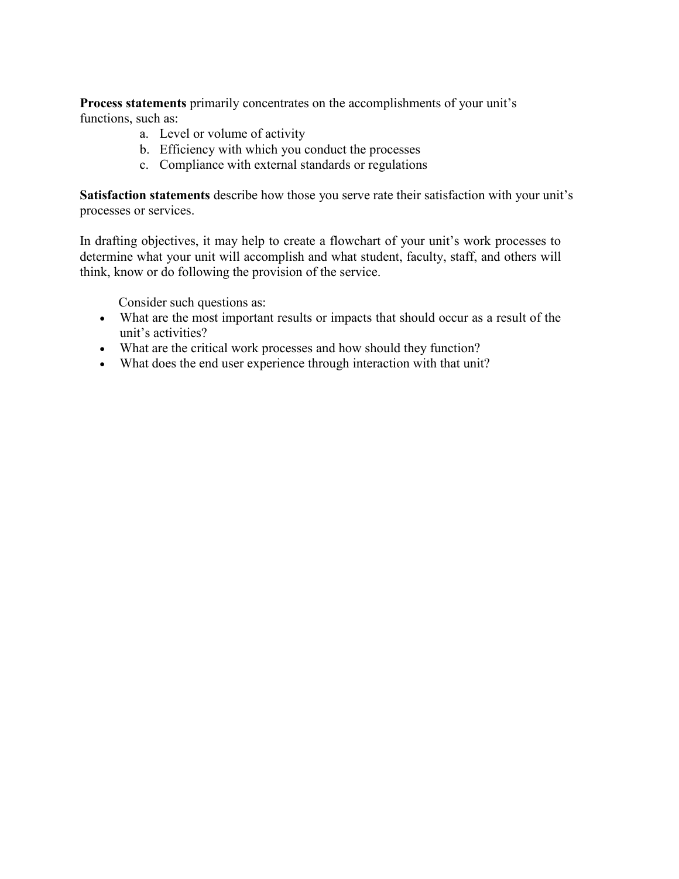**Process statements** primarily concentrates on the accomplishments of your unit's functions, such as:

a. Level or volume of activity
b. Efficiency with which you conduct the processes
c. Compliance with external standards or regulations

**Satisfaction statements** describe how those you serve rate their satisfaction with your unit's processes or services.

In drafting objectives, it may help to create a flowchart of your unit's work processes to determine what your unit will accomplish and what student, faculty, staff, and others will think, know or do following the provision of the service.

Consider such questions as:

- What are the most important results or impacts that should occur as a result of the unit's activities?
- What are the critical work processes and how should they function?
- What does the end user experience through interaction with that unit?